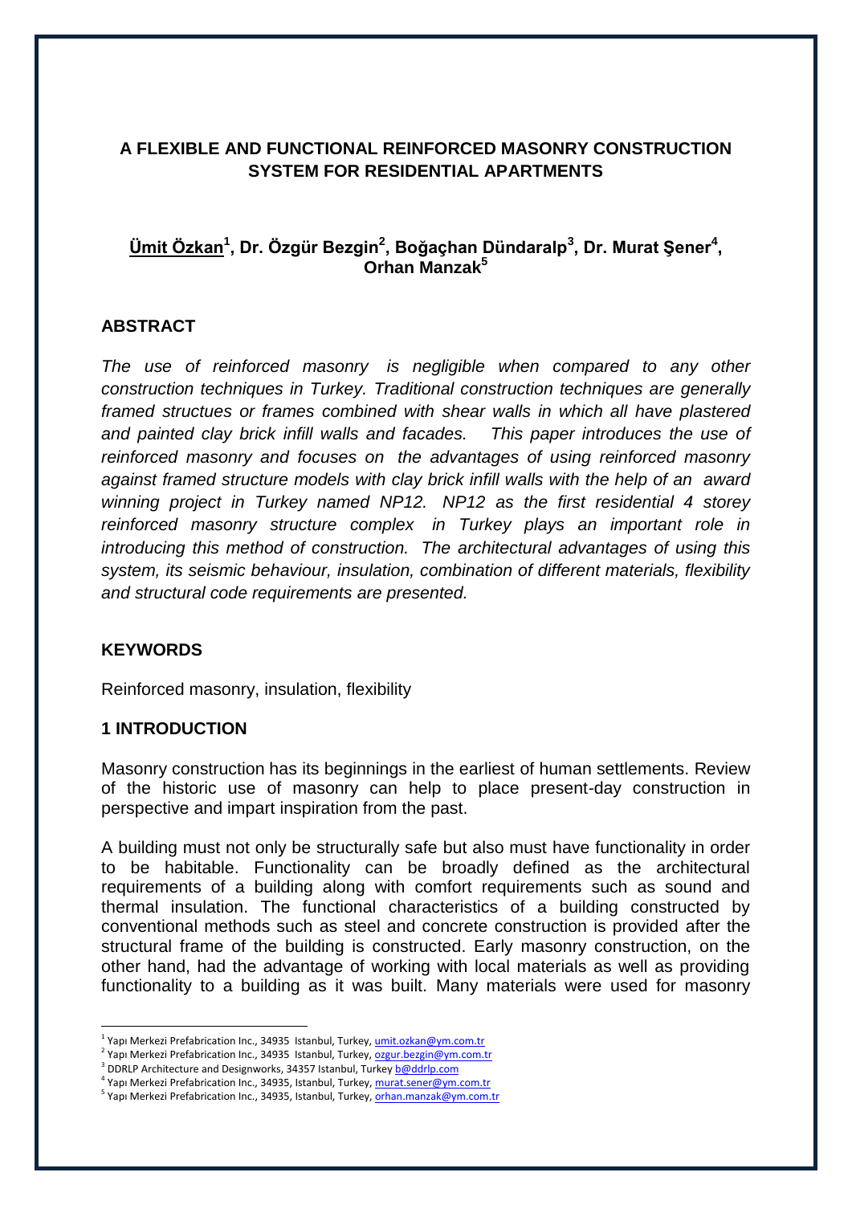# A FLEXIBLE AND FUNCTIONAL REINFORCED MASONRY CONSTRUCTION SYSTEM FOR RESIDENTIAL APARTMENTS

**Ümit Özkan[1], Dr. Özgür Bezgin[2], Boğaçhan Dündaralp[3], Dr. Murat Şener[4], Orhan Manzak[5]**

## ABSTRACT

*The use of reinforced masonry is negligible when compared to any other construction techniques in Turkey. Traditional construction techniques are generally framed structues or frames combined with shear walls in which all have plastered and painted clay brick infill walls and facades. This paper introduces the use of reinforced masonry and focuses on the advantages of using reinforced masonry against framed structure models with clay brick infill walls with the help of an award winning project in Turkey named NP12. NP12 as the first residential 4 storey reinforced masonry structure complex in Turkey plays an important role in introducing this method of construction. The architectural advantages of using this system, its seismic behaviour, insulation, combination of different materials, flexibility and structural code requirements are presented.*

## KEYWORDS

Reinforced masonry, insulation, flexibility

## 1 INTRODUCTION

Masonry construction has its beginnings in the earliest of human settlements. Review of the historic use of masonry can help to place present-day construction in perspective and impart inspiration from the past.

A building must not only be structurally safe but also must have functionality in order to be habitable. Functionality can be broadly defined as the architectural requirements of a building along with comfort requirements such as sound and thermal insulation. The functional characteristics of a building constructed by conventional methods such as steel and concrete construction is provided after the structural frame of the building is constructed. Early masonry construction, on the other hand, had the advantage of working with local materials as well as providing functionality to a building as it was built. Many materials were used for masonry

---

[1] Yapı Merkezi Prefabrication Inc., 34935 Istanbul, Turkey, umit.ozkan@ym.com.tr

[2] Yapı Merkezi Prefabrication Inc., 34935 Istanbul, Turkey, ozgur.bezgin@ym.com.tr

[3] DDRLP Architecture and Designworks, 34357 Istanbul, Turkey b@ddrlp.com

[4] Yapı Merkezi Prefabrication Inc., 34935, Istanbul, Turkey, murat.sener@ym.com.tr

[5] Yapı Merkezi Prefabrication Inc., 34935, Istanbul, Turkey, orhan.manzak@ym.com.tr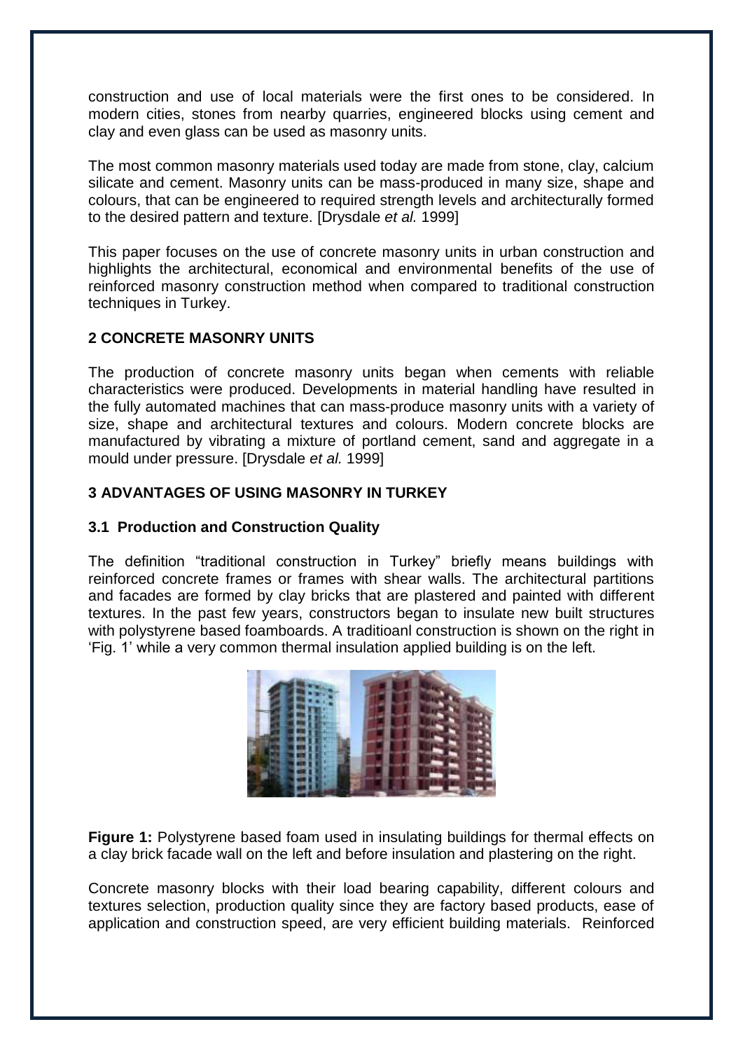construction and use of local materials were the first ones to be considered. In modern cities, stones from nearby quarries, engineered blocks using cement and clay and even glass can be used as masonry units.

The most common masonry materials used today are made from stone, clay, calcium silicate and cement. Masonry units can be mass-produced in many size, shape and colours, that can be engineered to required strength levels and architecturally formed to the desired pattern and texture. [Drysdale *et al.* 1999]

This paper focuses on the use of concrete masonry units in urban construction and highlights the architectural, economical and environmental benefits of the use of reinforced masonry construction method when compared to traditional construction techniques in Turkey.

## 2 CONCRETE MASONRY UNITS

The production of concrete masonry units began when cements with reliable characteristics were produced. Developments in material handling have resulted in the fully automated machines that can mass-produce masonry units with a variety of size, shape and architectural textures and colours. Modern concrete blocks are manufactured by vibrating a mixture of portland cement, sand and aggregate in a mould under pressure. [Drysdale *et al.* 1999]

## 3 ADVANTAGES OF USING MASONRY IN TURKEY

### 3.1 Production and Construction Quality

The definition "traditional construction in Turkey" briefly means buildings with reinforced concrete frames or frames with shear walls. The architectural partitions and facades are formed by clay bricks that are plastered and painted with different textures. In the past few years, constructors began to insulate new built structures with polystyrene based foamboards. A traditioanl construction is shown on the right in 'Fig. 1' while a very common thermal insulation applied building is on the left.

**Figure 1:** Polystyrene based foam used in insulating buildings for thermal effects on a clay brick facade wall on the left and before insulation and plastering on the right.

Concrete masonry blocks with their load bearing capability, different colours and textures selection, production quality since they are factory based products, ease of application and construction speed, are very efficient building materials. Reinforced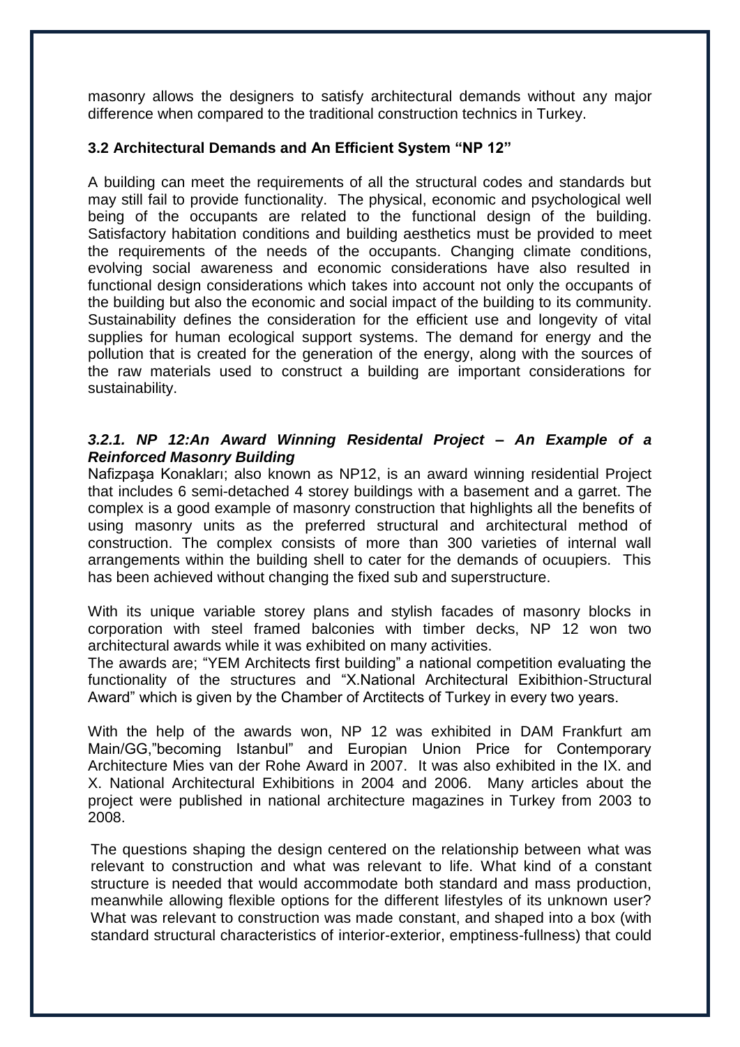masonry allows the designers to satisfy architectural demands without any major difference when compared to the traditional construction technics in Turkey.

### 3.2 Architectural Demands and An Efficient System "NP 12"

A building can meet the requirements of all the structural codes and standards but may still fail to provide functionality. The physical, economic and psychological well being of the occupants are related to the functional design of the building. Satisfactory habitation conditions and building aesthetics must be provided to meet the requirements of the needs of the occupants. Changing climate conditions, evolving social awareness and economic considerations have also resulted in functional design considerations which takes into account not only the occupants of the building but also the economic and social impact of the building to its community. Sustainability defines the consideration for the efficient use and longevity of vital supplies for human ecological support systems. The demand for energy and the pollution that is created for the generation of the energy, along with the sources of the raw materials used to construct a building are important considerations for sustainability.

#### *3.2.1. NP 12:An Award Winning Residental Project – An Example of a Reinforced Masonry Building*

Nafizpaşa Konakları; also known as NP12, is an award winning residential Project that includes 6 semi-detached 4 storey buildings with a basement and a garret. The complex is a good example of masonry construction that highlights all the benefits of using masonry units as the preferred structural and architectural method of construction. The complex consists of more than 300 varieties of internal wall arrangements within the building shell to cater for the demands of ocuupiers. This has been achieved without changing the fixed sub and superstructure.

With its unique variable storey plans and stylish facades of masonry blocks in corporation with steel framed balconies with timber decks, NP 12 won two architectural awards while it was exhibited on many activities.
The awards are; "YEM Architects first building" a national competition evaluating the functionality of the structures and "X.National Architectural Exibithion-Structural Award" which is given by the Chamber of Arctitects of Turkey in every two years.

With the help of the awards won, NP 12 was exhibited in DAM Frankfurt am Main/GG,"becoming Istanbul" and Europian Union Price for Contemporary Architecture Mies van der Rohe Award in 2007. It was also exhibited in the IX. and X. National Architectural Exhibitions in 2004 and 2006. Many articles about the project were published in national architecture magazines in Turkey from 2003 to 2008.

The questions shaping the design centered on the relationship between what was relevant to construction and what was relevant to life. What kind of a constant structure is needed that would accommodate both standard and mass production, meanwhile allowing flexible options for the different lifestyles of its unknown user? What was relevant to construction was made constant, and shaped into a box (with standard structural characteristics of interior-exterior, emptiness-fullness) that could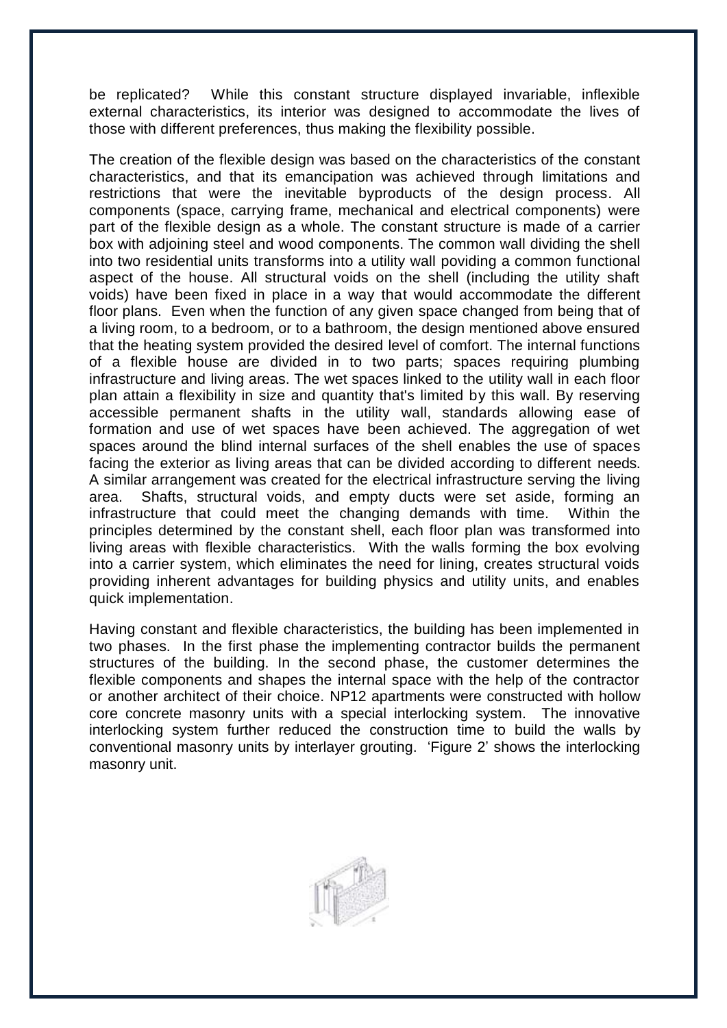be replicated? While this constant structure displayed invariable, inflexible external characteristics, its interior was designed to accommodate the lives of those with different preferences, thus making the flexibility possible.

The creation of the flexible design was based on the characteristics of the constant characteristics, and that its emancipation was achieved through limitations and restrictions that were the inevitable byproducts of the design process. All components (space, carrying frame, mechanical and electrical components) were part of the flexible design as a whole. The constant structure is made of a carrier box with adjoining steel and wood components. The common wall dividing the shell into two residential units transforms into a utility wall poviding a common functional aspect of the house. All structural voids on the shell (including the utility shaft voids) have been fixed in place in a way that would accommodate the different floor plans. Even when the function of any given space changed from being that of a living room, to a bedroom, or to a bathroom, the design mentioned above ensured that the heating system provided the desired level of comfort. The internal functions of a flexible house are divided in to two parts; spaces requiring plumbing infrastructure and living areas. The wet spaces linked to the utility wall in each floor plan attain a flexibility in size and quantity that's limited by this wall. By reserving accessible permanent shafts in the utility wall, standards allowing ease of formation and use of wet spaces have been achieved. The aggregation of wet spaces around the blind internal surfaces of the shell enables the use of spaces facing the exterior as living areas that can be divided according to different needs. A similar arrangement was created for the electrical infrastructure serving the living area. Shafts, structural voids, and empty ducts were set aside, forming an infrastructure that could meet the changing demands with time. Within the principles determined by the constant shell, each floor plan was transformed into living areas with flexible characteristics. With the walls forming the box evolving into a carrier system, which eliminates the need for lining, creates structural voids providing inherent advantages for building physics and utility units, and enables quick implementation.

Having constant and flexible characteristics, the building has been implemented in two phases. In the first phase the implementing contractor builds the permanent structures of the building. In the second phase, the customer determines the flexible components and shapes the internal space with the help of the contractor or another architect of their choice. NP12 apartments were constructed with hollow core concrete masonry units with a special interlocking system. The innovative interlocking system further reduced the construction time to build the walls by conventional masonry units by interlayer grouting. 'Figure 2' shows the interlocking masonry unit.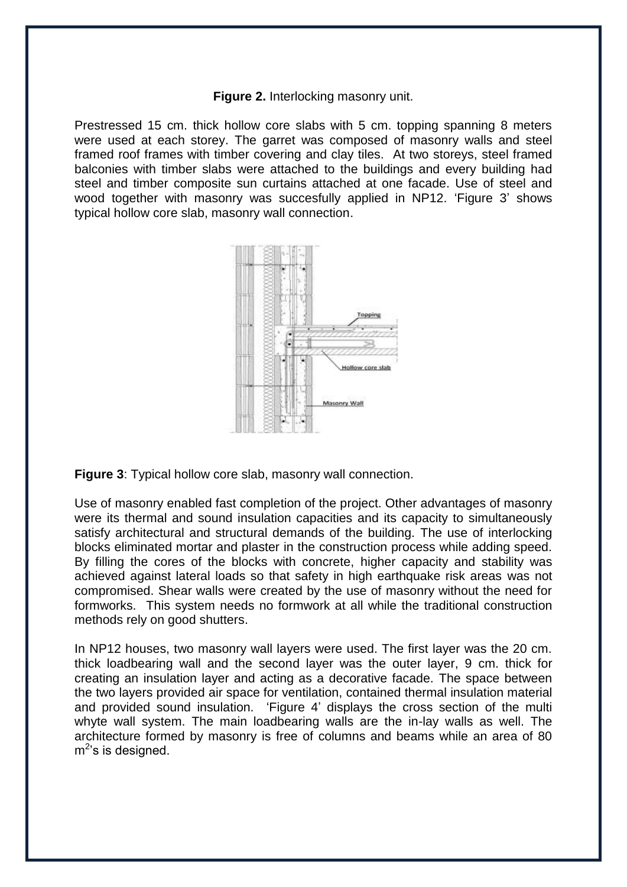**Figure 2.** Interlocking masonry unit.

Prestressed 15 cm. thick hollow core slabs with 5 cm. topping spanning 8 meters were used at each storey. The garret was composed of masonry walls and steel framed roof frames with timber covering and clay tiles. At two storeys, steel framed balconies with timber slabs were attached to the buildings and every building had steel and timber composite sun curtains attached at one facade. Use of steel and wood together with masonry was succesfully applied in NP12. 'Figure 3' shows typical hollow core slab, masonry wall connection.

**Figure 3**: Typical hollow core slab, masonry wall connection.

Use of masonry enabled fast completion of the project. Other advantages of masonry were its thermal and sound insulation capacities and its capacity to simultaneously satisfy architectural and structural demands of the building. The use of interlocking blocks eliminated mortar and plaster in the construction process while adding speed. By filling the cores of the blocks with concrete, higher capacity and stability was achieved against lateral loads so that safety in high earthquake risk areas was not compromised. Shear walls were created by the use of masonry without the need for formworks. This system needs no formwork at all while the traditional construction methods rely on good shutters.

In NP12 houses, two masonry wall layers were used. The first layer was the 20 cm. thick loadbearing wall and the second layer was the outer layer, 9 cm. thick for creating an insulation layer and acting as a decorative facade. The space between the two layers provided air space for ventilation, contained thermal insulation material and provided sound insulation. 'Figure 4' displays the cross section of the multi whyte wall system. The main loadbearing walls are the in-lay walls as well. The architecture formed by masonry is free of columns and beams while an area of 80 $m^2$'s is designed.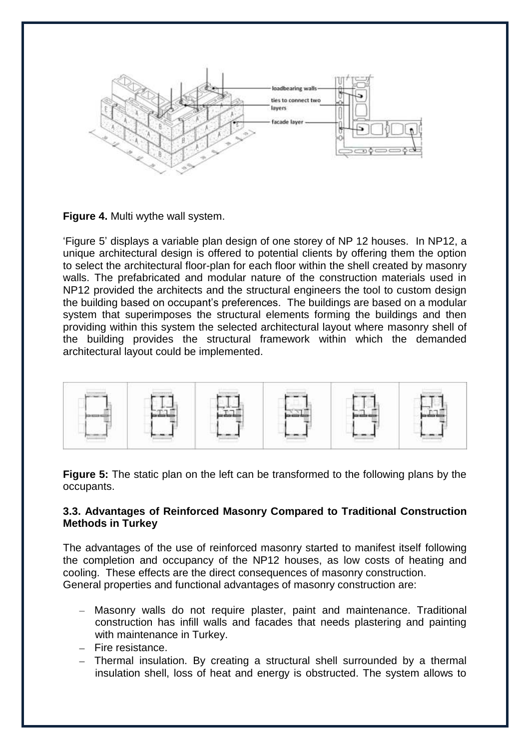**Figure 4.** Multi wythe wall system.

'Figure 5' displays a variable plan design of one storey of NP 12 houses. In NP12, a unique architectural design is offered to potential clients by offering them the option to select the architectural floor-plan for each floor within the shell created by masonry walls. The prefabricated and modular nature of the construction materials used in NP12 provided the architects and the structural engineers the tool to custom design the building based on occupant's preferences. The buildings are based on a modular system that superimposes the structural elements forming the buildings and then providing within this system the selected architectural layout where masonry shell of the building provides the structural framework within which the demanded architectural layout could be implemented.

**Figure 5:** The static plan on the left can be transformed to the following plans by the occupants.

### 3.3. Advantages of Reinforced Masonry Compared to Traditional Construction Methods in Turkey

The advantages of the use of reinforced masonry started to manifest itself following the completion and occupancy of the NP12 houses, as low costs of heating and cooling. These effects are the direct consequences of masonry construction.
General properties and functional advantages of masonry construction are:

- Masonry walls do not require plaster, paint and maintenance. Traditional construction has infill walls and facades that needs plastering and painting with maintenance in Turkey.
- Fire resistance.
- Thermal insulation. By creating a structural shell surrounded by a thermal insulation shell, loss of heat and energy is obstructed. The system allows to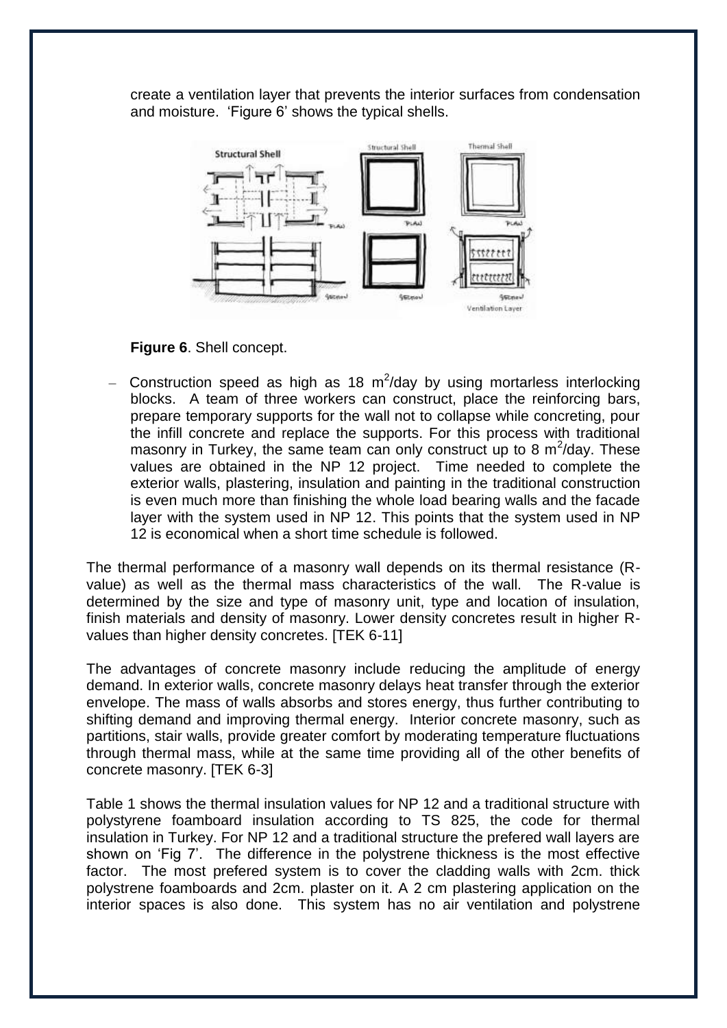create a ventilation layer that prevents the interior surfaces from condensation and moisture. 'Figure 6' shows the typical shells.

**Figure 6**. Shell concept.

– Construction speed as high as 18 $m^2$/day by using mortarless interlocking blocks. A team of three workers can construct, place the reinforcing bars, prepare temporary supports for the wall not to collapse while concreting, pour the infill concrete and replace the supports. For this process with traditional masonry in Turkey, the same team can only construct up to 8 $m^2$/day. These values are obtained in the NP 12 project. Time needed to complete the exterior walls, plastering, insulation and painting in the traditional construction is even much more than finishing the whole load bearing walls and the facade layer with the system used in NP 12. This points that the system used in NP 12 is economical when a short time schedule is followed.

The thermal performance of a masonry wall depends on its thermal resistance (R-value) as well as the thermal mass characteristics of the wall. The R-value is determined by the size and type of masonry unit, type and location of insulation, finish materials and density of masonry. Lower density concretes result in higher R-values than higher density concretes. [TEK 6-11]

The advantages of concrete masonry include reducing the amplitude of energy demand. In exterior walls, concrete masonry delays heat transfer through the exterior envelope. The mass of walls absorbs and stores energy, thus further contributing to shifting demand and improving thermal energy. Interior concrete masonry, such as partitions, stair walls, provide greater comfort by moderating temperature fluctuations through thermal mass, while at the same time providing all of the other benefits of concrete masonry. [TEK 6-3]

Table 1 shows the thermal insulation values for NP 12 and a traditional structure with polystyrene foamboard insulation according to TS 825, the code for thermal insulation in Turkey. For NP 12 and a traditional structure the prefered wall layers are shown on 'Fig 7'. The difference in the polystrene thickness is the most effective factor. The most prefered system is to cover the cladding walls with 2cm. thick polystrene foamboards and 2cm. plaster on it. A 2 cm plastering application on the interior spaces is also done. This system has no air ventilation and polystrene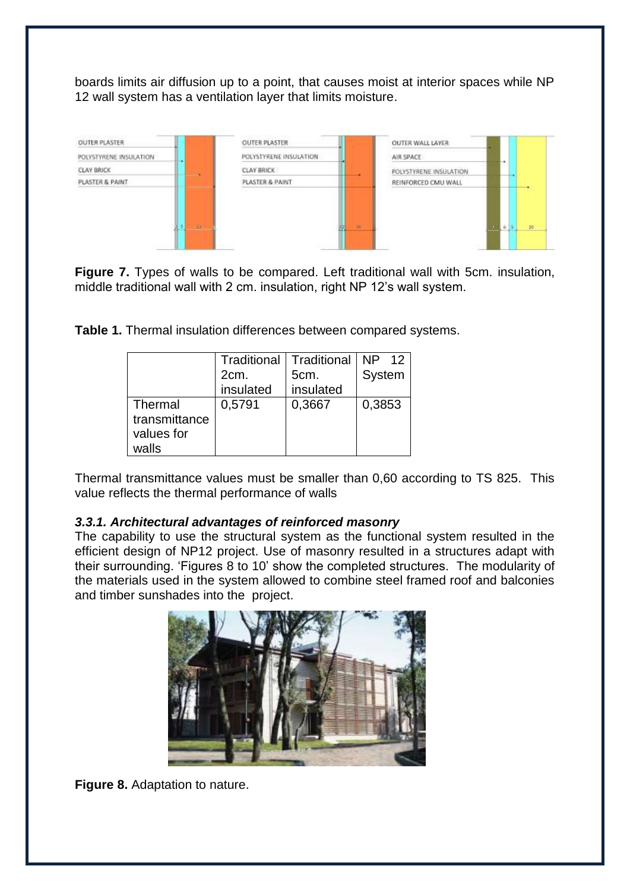boards limits air diffusion up to a point, that causes moist at interior spaces while NP 12 wall system has a ventilation layer that limits moisture.

**Figure 7.** Types of walls to be compared. Left traditional wall with 5cm. insulation, middle traditional wall with 2 cm. insulation, right NP 12's wall system.

**Table 1.** Thermal insulation differences between compared systems.

| | Traditional 2cm. insulated | Traditional 5cm. insulated | NP 12 System |
|---|---|---|---|
| Thermal transmittance values for walls | 0,5791 | 0,3667 | 0,3853 |

Thermal transmittance values must be smaller than 0,60 according to TS 825. This value reflects the thermal performance of walls

#### *3.3.1. Architectural advantages of reinforced masonry*

The capability to use the structural system as the functional system resulted in the efficient design of NP12 project. Use of masonry resulted in a structures adapt with their surrounding. 'Figures 8 to 10' show the completed structures. The modularity of the materials used in the system allowed to combine steel framed roof and balconies and timber sunshades into the project.

**Figure 8.** Adaptation to nature.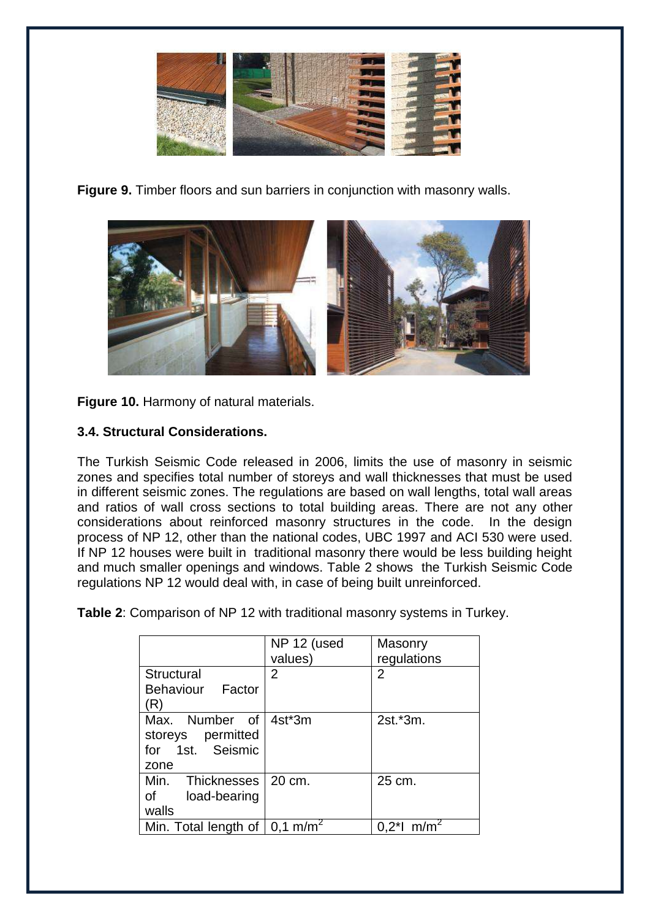**Figure 9.** Timber floors and sun barriers in conjunction with masonry walls.

**Figure 10.** Harmony of natural materials.

### 3.4. Structural Considerations.

The Turkish Seismic Code released in 2006, limits the use of masonry in seismic zones and specifies total number of storeys and wall thicknesses that must be used in different seismic zones. The regulations are based on wall lengths, total wall areas and ratios of wall cross sections to total building areas. There are not any other considerations about reinforced masonry structures in the code. In the design process of NP 12, other than the national codes, UBC 1997 and ACI 530 were used. If NP 12 houses were built in traditional masonry there would be less building height and much smaller openings and windows. Table 2 shows the Turkish Seismic Code regulations NP 12 would deal with, in case of being built unreinforced.

**Table 2**: Comparison of NP 12 with traditional masonry systems in Turkey.

| | NP 12 (used values) | Masonry regulations |
|---|---|---|
| Structural Behaviour Factor (R) | 2 | 2 |
| Max. Number of storeys permitted for 1st. Seismic zone | 4st*3m | 2st.*3m. |
| Min. Thicknesses of load-bearing walls | 20 cm. | 25 cm. |
| Min. Total length of | 0,1 $m/m^2$ | 0,2*I $m/m^2$ |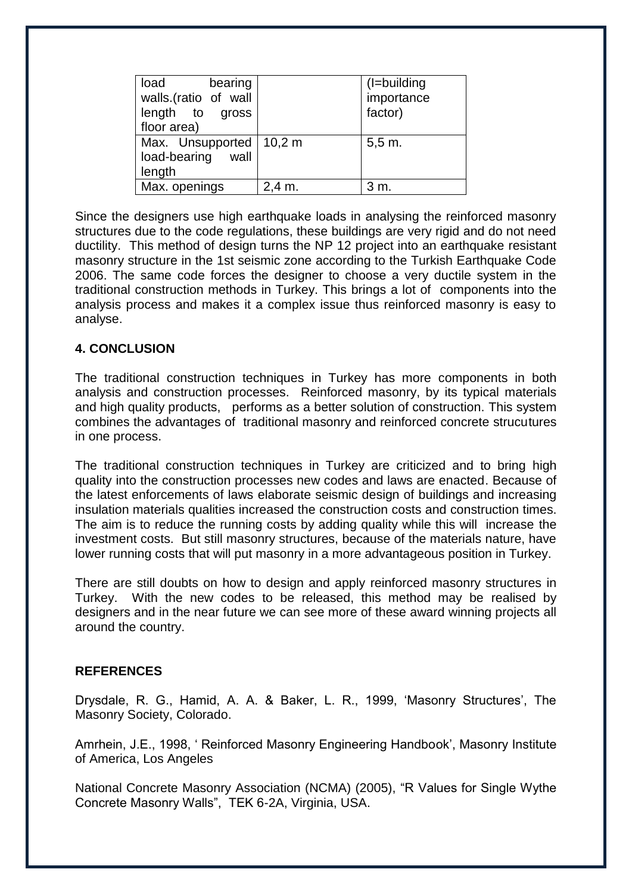| load bearing walls.(ratio of wall length to gross floor area) | | (I=building importance factor) |
|---|---|---|
| Max. Unsupported load-bearing wall length | 10,2 m | 5,5 m. |
| Max. openings | 2,4 m. | 3 m. |

Since the designers use high earthquake loads in analysing the reinforced masonry structures due to the code regulations, these buildings are very rigid and do not need ductility. This method of design turns the NP 12 project into an earthquake resistant masonry structure in the 1st seismic zone according to the Turkish Earthquake Code 2006. The same code forces the designer to choose a very ductile system in the traditional construction methods in Turkey. This brings a lot of components into the analysis process and makes it a complex issue thus reinforced masonry is easy to analyse.

## 4. CONCLUSION

The traditional construction techniques in Turkey has more components in both analysis and construction processes. Reinforced masonry, by its typical materials and high quality products, performs as a better solution of construction. This system combines the advantages of traditional masonry and reinforced concrete strucutures in one process.

The traditional construction techniques in Turkey are criticized and to bring high quality into the construction processes new codes and laws are enacted. Because of the latest enforcements of laws elaborate seismic design of buildings and increasing insulation materials qualities increased the construction costs and construction times. The aim is to reduce the running costs by adding quality while this will increase the investment costs. But still masonry structures, because of the materials nature, have lower running costs that will put masonry in a more advantageous position in Turkey.

There are still doubts on how to design and apply reinforced masonry structures in Turkey. With the new codes to be released, this method may be realised by designers and in the near future we can see more of these award winning projects all around the country.

## REFERENCES

Drysdale, R. G., Hamid, A. A. & Baker, L. R., 1999, 'Masonry Structures', The Masonry Society, Colorado.

Amrhein, J.E., 1998, ' Reinforced Masonry Engineering Handbook', Masonry Institute of America, Los Angeles

National Concrete Masonry Association (NCMA) (2005), "R Values for Single Wythe Concrete Masonry Walls", TEK 6-2A, Virginia, USA.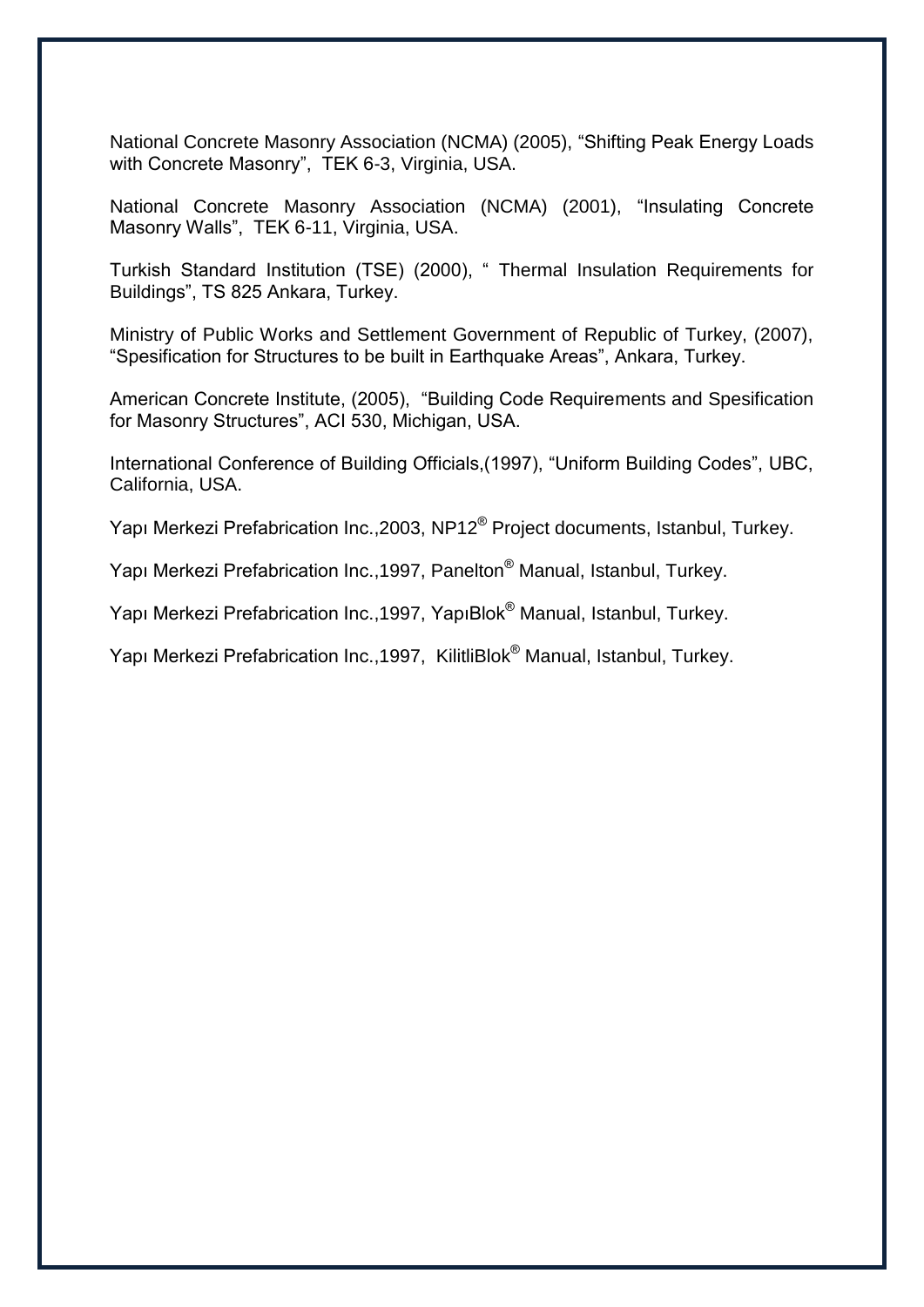National Concrete Masonry Association (NCMA) (2005), “Shifting Peak Energy Loads with Concrete Masonry”, TEK 6-3, Virginia, USA.

National Concrete Masonry Association (NCMA) (2001), “Insulating Concrete Masonry Walls”, TEK 6-11, Virginia, USA.

Turkish Standard Institution (TSE) (2000), “ Thermal Insulation Requirements for Buildings”, TS 825 Ankara, Turkey.

Ministry of Public Works and Settlement Government of Republic of Turkey, (2007), “Spesification for Structures to be built in Earthquake Areas”, Ankara, Turkey.

American Concrete Institute, (2005), “Building Code Requirements and Spesification for Masonry Structures”, ACI 530, Michigan, USA.

International Conference of Building Officials,(1997), “Uniform Building Codes”, UBC, California, USA.

Yapı Merkezi Prefabrication Inc.,2003, NP12® Project documents, Istanbul, Turkey.

Yapı Merkezi Prefabrication Inc.,1997, Panelton® Manual, Istanbul, Turkey.

Yapı Merkezi Prefabrication Inc.,1997, YapıBlok® Manual, Istanbul, Turkey.

Yapı Merkezi Prefabrication Inc.,1997, KilitliBlok® Manual, Istanbul, Turkey.